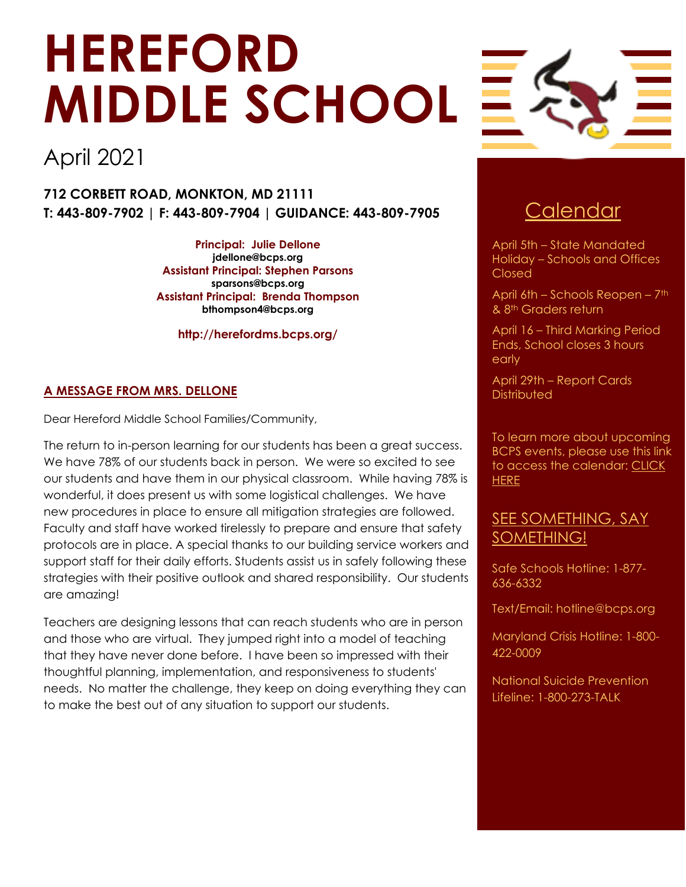# HEREFORD MIDDLE SCHOOL

April 2021

**712 CORBETT ROAD, MONKTON, MD 21111**
**T: 443-809-7902 | F: 443-809-7904 | GUIDANCE: 443-809-7905**

**Principal: Julie Dellone**
**jdellone@bcps.org**
**Assistant Principal: Stephen Parsons**
**sparsons@bcps.org**
**Assistant Principal: Brenda Thompson**
**bthompson4@bcps.org**

**http://herefordms.bcps.org/**

## A MESSAGE FROM MRS. DELLONE

Dear Hereford Middle School Families/Community,

The return to in-person learning for our students has been a great success. We have 78% of our students back in person. We were so excited to see our students and have them in our physical classroom. While having 78% is wonderful, it does present us with some logistical challenges. We have new procedures in place to ensure all mitigation strategies are followed. Faculty and staff have worked tirelessly to prepare and ensure that safety protocols are in place. A special thanks to our building service workers and support staff for their daily efforts. Students assist us in safely following these strategies with their positive outlook and shared responsibility. Our students are amazing!

Teachers are designing lessons that can reach students who are in person and those who are virtual. They jumped right into a model of teaching that they have never done before. I have been so impressed with their thoughtful planning, implementation, and responsiveness to students' needs. No matter the challenge, they keep on doing everything they can to make the best out of any situation to support our students.

## Calendar

April 5th – State Mandated Holiday – Schools and Offices Closed

April 6th – Schools Reopen – 7th & 8th Graders return

April 16 – Third Marking Period Ends, School closes 3 hours early

April 29th – Report Cards Distributed

To learn more about upcoming BCPS events, please use this link to access the calendar: CLICK HERE

## SEE SOMETHING, SAY SOMETHING!

Safe Schools Hotline: 1-877-636-6332

Text/Email: hotline@bcps.org

Maryland Crisis Hotline: 1-800-422-0009

National Suicide Prevention Lifeline: 1-800-273-TALK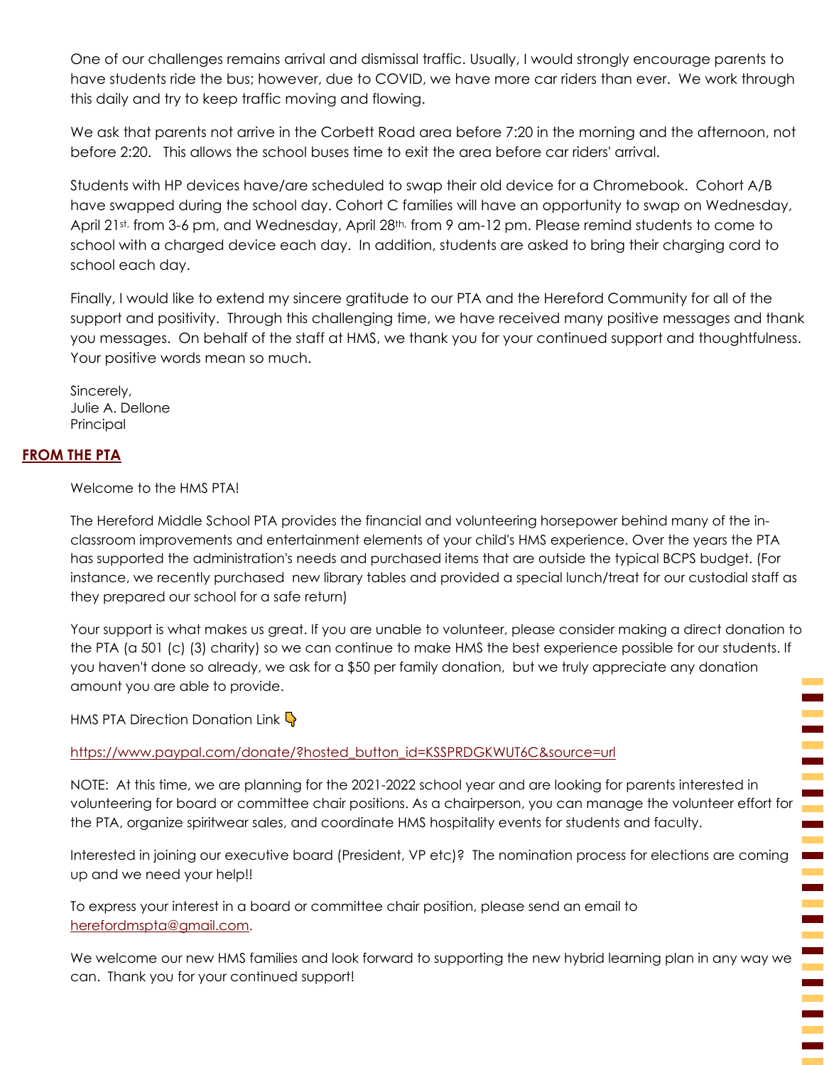One of our challenges remains arrival and dismissal traffic. Usually, I would strongly encourage parents to have students ride the bus; however, due to COVID, we have more car riders than ever. We work through this daily and try to keep traffic moving and flowing.

We ask that parents not arrive in the Corbett Road area before 7:20 in the morning and the afternoon, not before 2:20. This allows the school buses time to exit the area before car riders' arrival.

Students with HP devices have/are scheduled to swap their old device for a Chromebook. Cohort A/B have swapped during the school day. Cohort C families will have an opportunity to swap on Wednesday, April 21st, from 3-6 pm, and Wednesday, April 28th, from 9 am-12 pm. Please remind students to come to school with a charged device each day. In addition, students are asked to bring their charging cord to school each day.

Finally, I would like to extend my sincere gratitude to our PTA and the Hereford Community for all of the support and positivity. Through this challenging time, we have received many positive messages and thank you messages. On behalf of the staff at HMS, we thank you for your continued support and thoughtfulness. Your positive words mean so much.

Sincerely,
Julie A. Dellone
Principal

## FROM THE PTA

Welcome to the HMS PTA!

The Hereford Middle School PTA provides the financial and volunteering horsepower behind many of the in-classroom improvements and entertainment elements of your child's HMS experience. Over the years the PTA has supported the administration's needs and purchased items that are outside the typical BCPS budget. (For instance, we recently purchased new library tables and provided a special lunch/treat for our custodial staff as they prepared our school for a safe return)

Your support is what makes us great. If you are unable to volunteer, please consider making a direct donation to the PTA (a 501 (c) (3) charity) so we can continue to make HMS the best experience possible for our students. If you haven't done so already, we ask for a $50 per family donation, but we truly appreciate any donation amount you are able to provide.

HMS PTA Direction Donation Link 👇

https://www.paypal.com/donate/?hosted_button_id=KSSPRDGKWUT6C&source=url

NOTE: At this time, we are planning for the 2021-2022 school year and are looking for parents interested in volunteering for board or committee chair positions. As a chairperson, you can manage the volunteer effort for the PTA, organize spiritwear sales, and coordinate HMS hospitality events for students and faculty.

Interested in joining our executive board (President, VP etc)? The nomination process for elections are coming up and we need your help!!

To express your interest in a board or committee chair position, please send an email to herefordmspta@gmail.com.

We welcome our new HMS families and look forward to supporting the new hybrid learning plan in any way we can. Thank you for your continued support!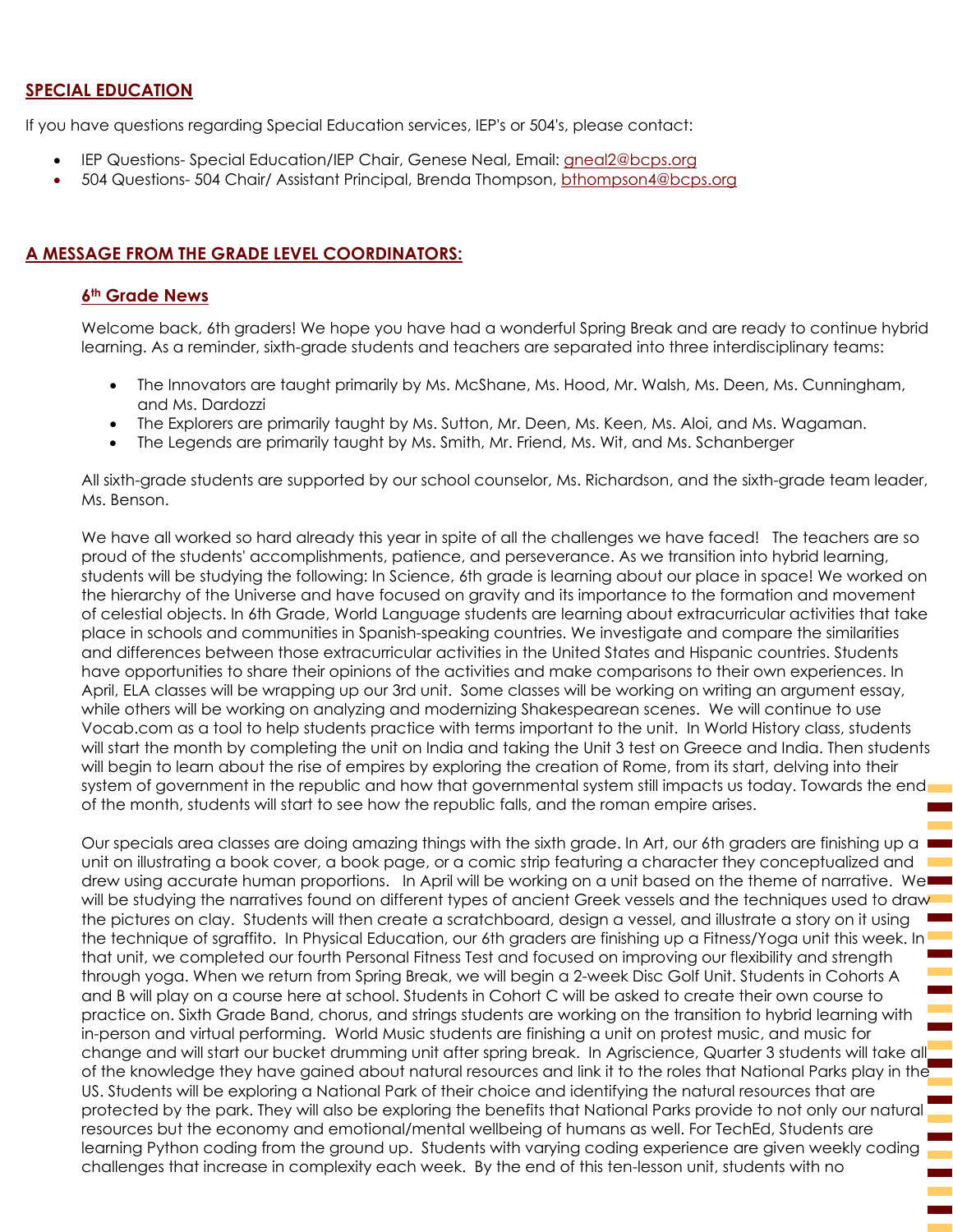## SPECIAL EDUCATION

If you have questions regarding Special Education services, IEP's or 504's, please contact:

- IEP Questions- Special Education/IEP Chair, Genese Neal, Email: gneal2@bcps.org
- 504 Questions- 504 Chair/ Assistant Principal, Brenda Thompson, bthompson4@bcps.org

## A MESSAGE FROM THE GRADE LEVEL COORDINATORS:

### 6th Grade News

Welcome back, 6th graders! We hope you have had a wonderful Spring Break and are ready to continue hybrid learning. As a reminder, sixth-grade students and teachers are separated into three interdisciplinary teams:

- The Innovators are taught primarily by Ms. McShane, Ms. Hood, Mr. Walsh, Ms. Deen, Ms. Cunningham, and Ms. Dardozzi
- The Explorers are primarily taught by Ms. Sutton, Mr. Deen, Ms. Keen, Ms. Aloi, and Ms. Wagaman.
- The Legends are primarily taught by Ms. Smith, Mr. Friend, Ms. Wit, and Ms. Schanberger

All sixth-grade students are supported by our school counselor, Ms. Richardson, and the sixth-grade team leader, Ms. Benson.

We have all worked so hard already this year in spite of all the challenges we have faced! The teachers are so proud of the students' accomplishments, patience, and perseverance. As we transition into hybrid learning, students will be studying the following: In Science, 6th grade is learning about our place in space! We worked on the hierarchy of the Universe and have focused on gravity and its importance to the formation and movement of celestial objects. In 6th Grade, World Language students are learning about extracurricular activities that take place in schools and communities in Spanish-speaking countries. We investigate and compare the similarities and differences between those extracurricular activities in the United States and Hispanic countries. Students have opportunities to share their opinions of the activities and make comparisons to their own experiences. In April, ELA classes will be wrapping up our 3rd unit. Some classes will be working on writing an argument essay, while others will be working on analyzing and modernizing Shakespearean scenes. We will continue to use Vocab.com as a tool to help students practice with terms important to the unit. In World History class, students will start the month by completing the unit on India and taking the Unit 3 test on Greece and India. Then students will begin to learn about the rise of empires by exploring the creation of Rome, from its start, delving into their system of government in the republic and how that governmental system still impacts us today. Towards the end of the month, students will start to see how the republic falls, and the roman empire arises.

Our specials area classes are doing amazing things with the sixth grade. In Art, our 6th graders are finishing up a unit on illustrating a book cover, a book page, or a comic strip featuring a character they conceptualized and drew using accurate human proportions. In April will be working on a unit based on the theme of narrative. We will be studying the narratives found on different types of ancient Greek vessels and the techniques used to draw the pictures on clay. Students will then create a scratchboard, design a vessel, and illustrate a story on it using the technique of sgraffito. In Physical Education, our 6th graders are finishing up a Fitness/Yoga unit this week. In that unit, we completed our fourth Personal Fitness Test and focused on improving our flexibility and strength through yoga. When we return from Spring Break, we will begin a 2-week Disc Golf Unit. Students in Cohorts A and B will play on a course here at school. Students in Cohort C will be asked to create their own course to practice on. Sixth Grade Band, chorus, and strings students are working on the transition to hybrid learning with in-person and virtual performing. World Music students are finishing a unit on protest music, and music for change and will start our bucket drumming unit after spring break. In Agriscience, Quarter 3 students will take all of the knowledge they have gained about natural resources and link it to the roles that National Parks play in the US. Students will be exploring a National Park of their choice and identifying the natural resources that are protected by the park. They will also be exploring the benefits that National Parks provide to not only our natural resources but the economy and emotional/mental wellbeing of humans as well. For TechEd, Students are learning Python coding from the ground up. Students with varying coding experience are given weekly coding challenges that increase in complexity each week. By the end of this ten-lesson unit, students with no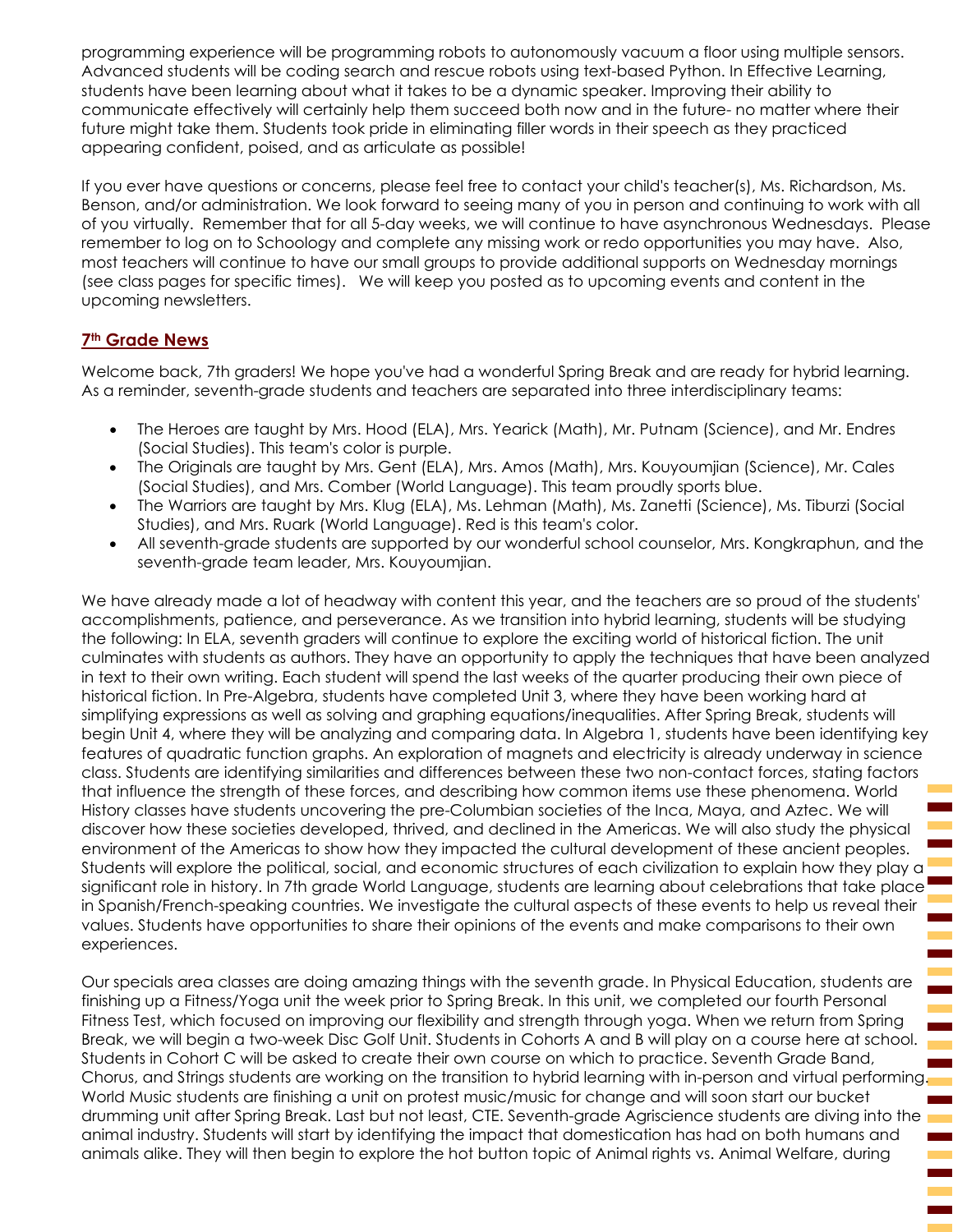programming experience will be programming robots to autonomously vacuum a floor using multiple sensors. Advanced students will be coding search and rescue robots using text-based Python. In Effective Learning, students have been learning about what it takes to be a dynamic speaker. Improving their ability to communicate effectively will certainly help them succeed both now and in the future- no matter where their future might take them. Students took pride in eliminating filler words in their speech as they practiced appearing confident, poised, and as articulate as possible!

If you ever have questions or concerns, please feel free to contact your child's teacher(s), Ms. Richardson, Ms. Benson, and/or administration. We look forward to seeing many of you in person and continuing to work with all of you virtually. Remember that for all 5-day weeks, we will continue to have asynchronous Wednesdays. Please remember to log on to Schoology and complete any missing work or redo opportunities you may have. Also, most teachers will continue to have our small groups to provide additional supports on Wednesday mornings (see class pages for specific times). We will keep you posted as to upcoming events and content in the upcoming newsletters.

## 7th Grade News

Welcome back, 7th graders! We hope you've had a wonderful Spring Break and are ready for hybrid learning. As a reminder, seventh-grade students and teachers are separated into three interdisciplinary teams:

- The Heroes are taught by Mrs. Hood (ELA), Mrs. Yearick (Math), Mr. Putnam (Science), and Mr. Endres (Social Studies). This team's color is purple.
- The Originals are taught by Mrs. Gent (ELA), Mrs. Amos (Math), Mrs. Kouyoumjian (Science), Mr. Cales (Social Studies), and Mrs. Comber (World Language). This team proudly sports blue.
- The Warriors are taught by Mrs. Klug (ELA), Ms. Lehman (Math), Ms. Zanetti (Science), Ms. Tiburzi (Social Studies), and Mrs. Ruark (World Language). Red is this team's color.
- All seventh-grade students are supported by our wonderful school counselor, Mrs. Kongkraphun, and the seventh-grade team leader, Mrs. Kouyoumjian.

We have already made a lot of headway with content this year, and the teachers are so proud of the students' accomplishments, patience, and perseverance. As we transition into hybrid learning, students will be studying the following: In ELA, seventh graders will continue to explore the exciting world of historical fiction. The unit culminates with students as authors. They have an opportunity to apply the techniques that have been analyzed in text to their own writing. Each student will spend the last weeks of the quarter producing their own piece of historical fiction. In Pre-Algebra, students have completed Unit 3, where they have been working hard at simplifying expressions as well as solving and graphing equations/inequalities. After Spring Break, students will begin Unit 4, where they will be analyzing and comparing data. In Algebra 1, students have been identifying key features of quadratic function graphs. An exploration of magnets and electricity is already underway in science class. Students are identifying similarities and differences between these two non-contact forces, stating factors that influence the strength of these forces, and describing how common items use these phenomena. World History classes have students uncovering the pre-Columbian societies of the Inca, Maya, and Aztec. We will discover how these societies developed, thrived, and declined in the Americas. We will also study the physical environment of the Americas to show how they impacted the cultural development of these ancient peoples. Students will explore the political, social, and economic structures of each civilization to explain how they play a significant role in history. In 7th grade World Language, students are learning about celebrations that take place in Spanish/French-speaking countries. We investigate the cultural aspects of these events to help us reveal their values. Students have opportunities to share their opinions of the events and make comparisons to their own experiences.

Our specials area classes are doing amazing things with the seventh grade. In Physical Education, students are finishing up a Fitness/Yoga unit the week prior to Spring Break. In this unit, we completed our fourth Personal Fitness Test, which focused on improving our flexibility and strength through yoga. When we return from Spring Break, we will begin a two-week Disc Golf Unit. Students in Cohorts A and B will play on a course here at school. Students in Cohort C will be asked to create their own course on which to practice. Seventh Grade Band, Chorus, and Strings students are working on the transition to hybrid learning with in-person and virtual performing. World Music students are finishing a unit on protest music/music for change and will soon start our bucket drumming unit after Spring Break. Last but not least, CTE. Seventh-grade Agriscience students are diving into the animal industry. Students will start by identifying the impact that domestication has had on both humans and animals alike. They will then begin to explore the hot button topic of Animal rights vs. Animal Welfare, during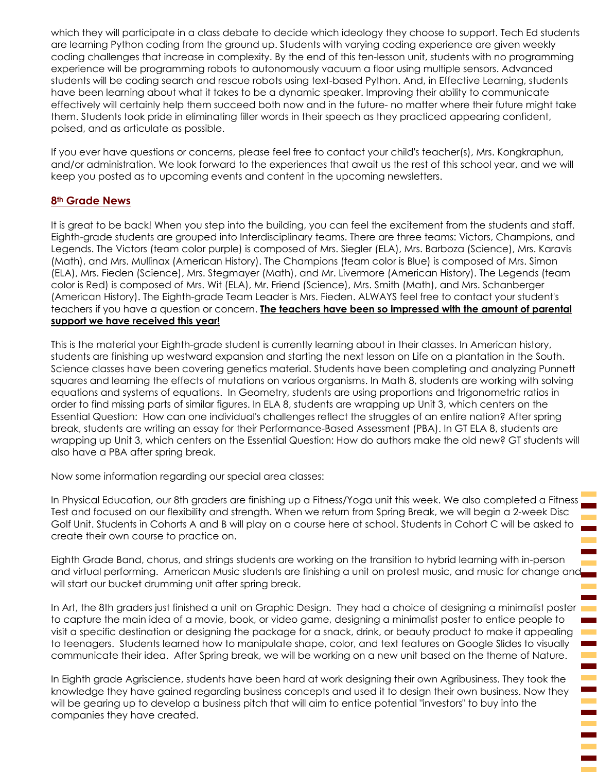which they will participate in a class debate to decide which ideology they choose to support. Tech Ed students are learning Python coding from the ground up. Students with varying coding experience are given weekly coding challenges that increase in complexity. By the end of this ten-lesson unit, students with no programming experience will be programming robots to autonomously vacuum a floor using multiple sensors. Advanced students will be coding search and rescue robots using text-based Python. And, in Effective Learning, students have been learning about what it takes to be a dynamic speaker. Improving their ability to communicate effectively will certainly help them succeed both now and in the future- no matter where their future might take them. Students took pride in eliminating filler words in their speech as they practiced appearing confident, poised, and as articulate as possible.

If you ever have questions or concerns, please feel free to contact your child's teacher(s), Mrs. Kongkraphun, and/or administration. We look forward to the experiences that await us the rest of this school year, and we will keep you posted as to upcoming events and content in the upcoming newsletters.

## 8th Grade News

It is great to be back! When you step into the building, you can feel the excitement from the students and staff. Eighth-grade students are grouped into Interdisciplinary teams. There are three teams: Victors, Champions, and Legends. The Victors (team color purple) is composed of Mrs. Siegler (ELA), Mrs. Barboza (Science), Mrs. Karavis (Math), and Mrs. Mullinax (American History). The Champions (team color is Blue) is composed of Mrs. Simon (ELA), Mrs. Fieden (Science), Mrs. Stegmayer (Math), and Mr. Livermore (American History). The Legends (team color is Red) is composed of Mrs. Wit (ELA), Mr. Friend (Science), Mrs. Smith (Math), and Mrs. Schanberger (American History). The Eighth-grade Team Leader is Mrs. Fieden. ALWAYS feel free to contact your student's teachers if you have a question or concern. **The teachers have been so impressed with the amount of parental support we have received this year!**

This is the material your Eighth-grade student is currently learning about in their classes. In American history, students are finishing up westward expansion and starting the next lesson on Life on a plantation in the South. Science classes have been covering genetics material. Students have been completing and analyzing Punnett squares and learning the effects of mutations on various organisms. In Math 8, students are working with solving equations and systems of equations. In Geometry, students are using proportions and trigonometric ratios in order to find missing parts of similar figures. In ELA 8, students are wrapping up Unit 3, which centers on the Essential Question: How can one individual's challenges reflect the struggles of an entire nation? After spring break, students are writing an essay for their Performance-Based Assessment (PBA). In GT ELA 8, students are wrapping up Unit 3, which centers on the Essential Question: How do authors make the old new? GT students will also have a PBA after spring break.

Now some information regarding our special area classes:

In Physical Education, our 8th graders are finishing up a Fitness/Yoga unit this week. We also completed a Fitness Test and focused on our flexibility and strength. When we return from Spring Break, we will begin a 2-week Disc Golf Unit. Students in Cohorts A and B will play on a course here at school. Students in Cohort C will be asked to create their own course to practice on.

Eighth Grade Band, chorus, and strings students are working on the transition to hybrid learning with in-person and virtual performing. American Music students are finishing a unit on protest music, and music for change and will start our bucket drumming unit after spring break.

In Art, the 8th graders just finished a unit on Graphic Design. They had a choice of designing a minimalist poster to capture the main idea of a movie, book, or video game, designing a minimalist poster to entice people to visit a specific destination or designing the package for a snack, drink, or beauty product to make it appealing to teenagers. Students learned how to manipulate shape, color, and text features on Google Slides to visually communicate their idea. After Spring break, we will be working on a new unit based on the theme of Nature.

In Eighth grade Agriscience, students have been hard at work designing their own Agribusiness. They took the knowledge they have gained regarding business concepts and used it to design their own business. Now they will be gearing up to develop a business pitch that will aim to entice potential "investors" to buy into the companies they have created.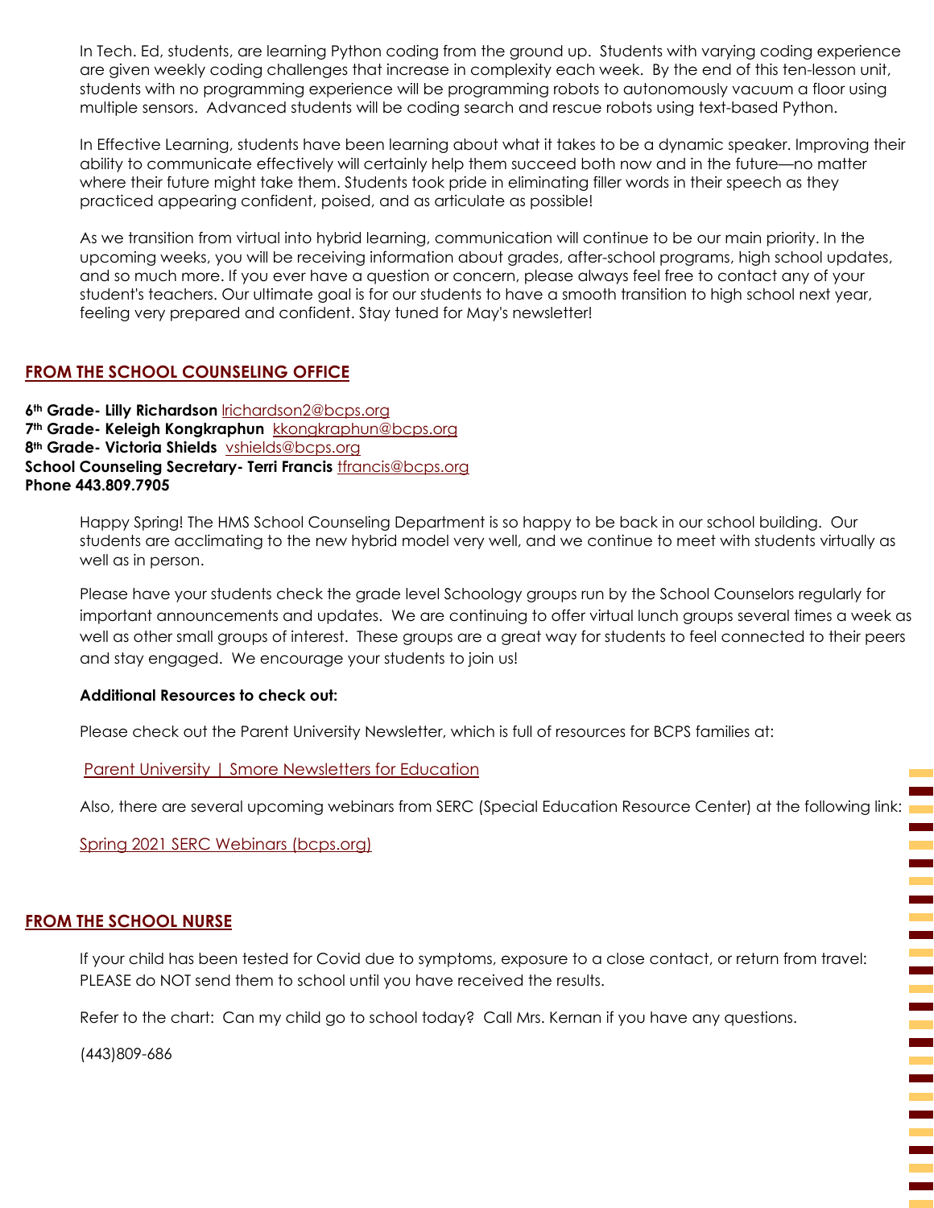In Tech. Ed, students, are learning Python coding from the ground up. Students with varying coding experience are given weekly coding challenges that increase in complexity each week. By the end of this ten-lesson unit, students with no programming experience will be programming robots to autonomously vacuum a floor using multiple sensors. Advanced students will be coding search and rescue robots using text-based Python.

In Effective Learning, students have been learning about what it takes to be a dynamic speaker. Improving their ability to communicate effectively will certainly help them succeed both now and in the future—no matter where their future might take them. Students took pride in eliminating filler words in their speech as they practiced appearing confident, poised, and as articulate as possible!

As we transition from virtual into hybrid learning, communication will continue to be our main priority. In the upcoming weeks, you will be receiving information about grades, after-school programs, high school updates, and so much more. If you ever have a question or concern, please always feel free to contact any of your student's teachers. Our ultimate goal is for our students to have a smooth transition to high school next year, feeling very prepared and confident. Stay tuned for May's newsletter!

## FROM THE SCHOOL COUNSELING OFFICE

**6th Grade- Lilly Richardson** lrichardson2@bcps.org
**7th Grade- Keleigh Kongkraphun** kkongkraphun@bcps.org
**8th Grade- Victoria Shields** vshields@bcps.org
**School Counseling Secretary- Terri Francis** tfrancis@bcps.org
**Phone 443.809.7905**

Happy Spring! The HMS School Counseling Department is so happy to be back in our school building. Our students are acclimating to the new hybrid model very well, and we continue to meet with students virtually as well as in person.

Please have your students check the grade level Schoology groups run by the School Counselors regularly for important announcements and updates. We are continuing to offer virtual lunch groups several times a week as well as other small groups of interest. These groups are a great way for students to feel connected to their peers and stay engaged. We encourage your students to join us!

**Additional Resources to check out:**

Please check out the Parent University Newsletter, which is full of resources for BCPS families at:

Parent University | Smore Newsletters for Education

Also, there are several upcoming webinars from SERC (Special Education Resource Center) at the following link:

Spring 2021 SERC Webinars (bcps.org)

## FROM THE SCHOOL NURSE

If your child has been tested for Covid due to symptoms, exposure to a close contact, or return from travel: PLEASE do NOT send them to school until you have received the results.

Refer to the chart: Can my child go to school today? Call Mrs. Kernan if you have any questions.

(443)809-686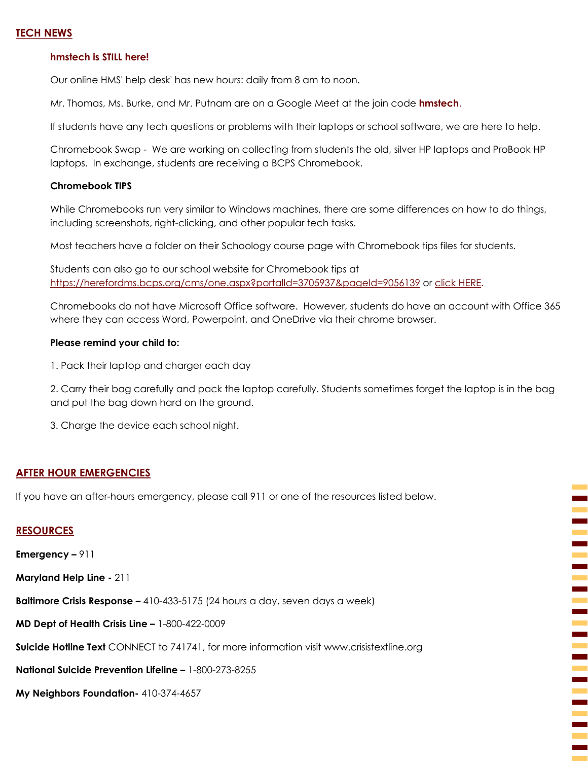## TECH NEWS

### hmstech is STILL here!

Our online HMS' help desk' has new hours: daily from 8 am to noon.

Mr. Thomas, Ms. Burke, and Mr. Putnam are on a Google Meet at the join code **hmstech**.

If students have any tech questions or problems with their laptops or school software, we are here to help.

Chromebook Swap - We are working on collecting from students the old, silver HP laptops and ProBook HP laptops. In exchange, students are receiving a BCPS Chromebook.

**Chromebook TIPS**

While Chromebooks run very similar to Windows machines, there are some differences on how to do things, including screenshots, right-clicking, and other popular tech tasks.

Most teachers have a folder on their Schoology course page with Chromebook tips files for students.

Students can also go to our school website for Chromebook tips at https://herefordms.bcps.org/cms/one.aspx?portalId=3705937&pageId=9056139 or click HERE.

Chromebooks do not have Microsoft Office software. However, students do have an account with Office 365 where they can access Word, Powerpoint, and OneDrive via their chrome browser.

**Please remind your child to:**

1. Pack their laptop and charger each day

2. Carry their bag carefully and pack the laptop carefully. Students sometimes forget the laptop is in the bag and put the bag down hard on the ground.

3. Charge the device each school night.

## AFTER HOUR EMERGENCIES

If you have an after-hours emergency, please call 911 or one of the resources listed below.

## RESOURCES

**Emergency –** 911

**Maryland Help Line -** 211

**Baltimore Crisis Response –** 410-433-5175 (24 hours a day, seven days a week)

**MD Dept of Health Crisis Line –** 1-800-422-0009

**Suicide Hotline Text** CONNECT to 741741, for more information visit www.crisistextline.org

**National Suicide Prevention Lifeline –** 1-800-273-8255

**My Neighbors Foundation-** 410-374-4657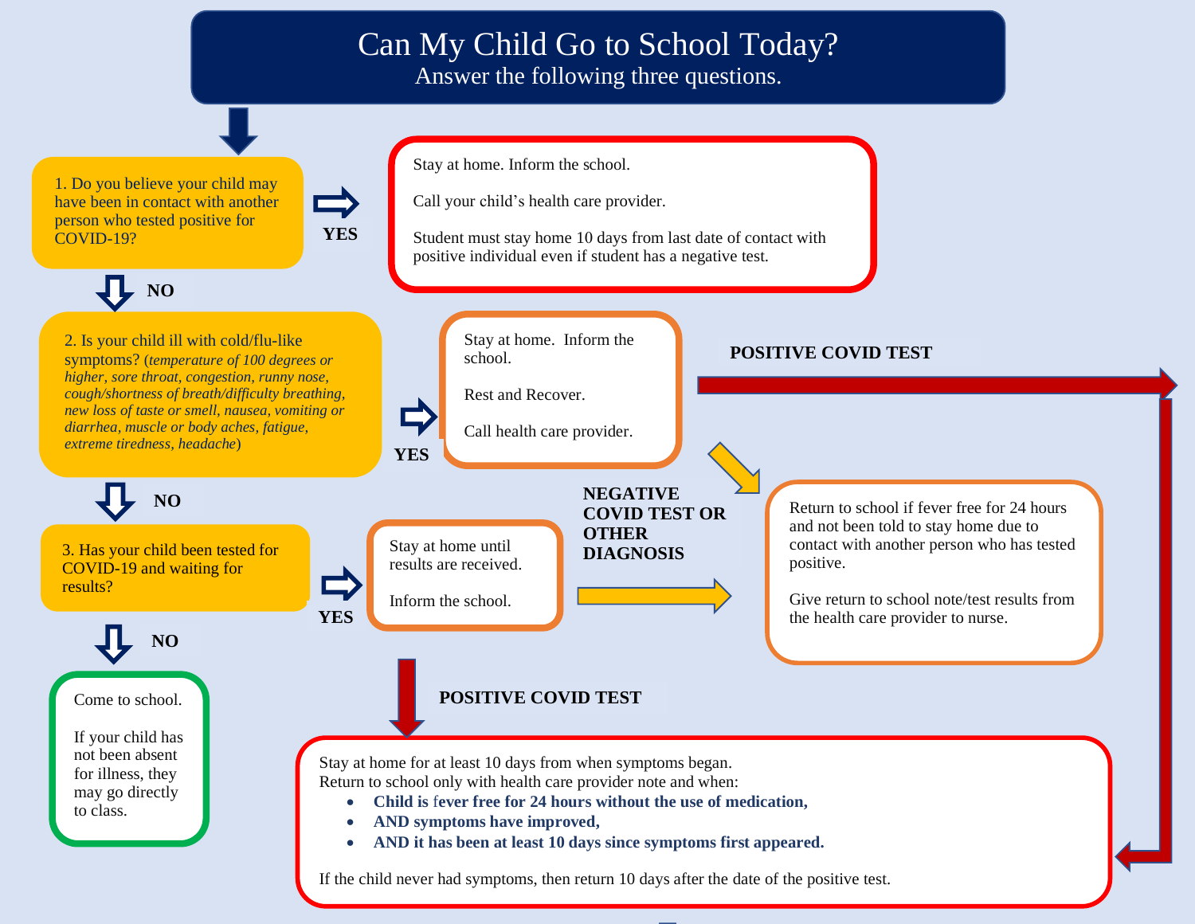# Can My Child Go to School Today?

Answer the following three questions.

**1. Do you believe your child may have been in contact with another person who tested positive for COVID-19?**

**YES** →

Stay at home. Inform the school.

Call your child's health care provider.

Student must stay home 10 days from last date of contact with positive individual even if student has a negative test.

**NO** ↓

**2. Is your child ill with cold/flu-like symptoms?** (*temperature of 100 degrees or higher, sore throat, congestion, runny nose, cough/shortness of breath/difficulty breathing, new loss of taste or smell, nausea, vomiting or diarrhea, muscle or body aches, fatigue, extreme tiredness, headache*)

**YES** →

Stay at home. Inform the school.

Rest and Recover.

Call health care provider.

**NO** ↓

**3. Has your child been tested for COVID-19 and waiting for results?**

**YES** →

Stay at home until results are received.

Inform the school.

**NO** ↓

Come to school.

If your child has not been absent for illness, they may go directly to class.

**NEGATIVE COVID TEST OR OTHER DIAGNOSIS** →

Return to school if fever free for 24 hours and not been told to stay home due to contact with another person who has tested positive.

Give return to school note/test results from the health care provider to nurse.

**POSITIVE COVID TEST** →

Stay at home for at least 10 days from when symptoms began.
Return to school only with health care provider note and when:

- **Child is fever free for 24 hours without the use of medication,**
- **AND symptoms have improved,**
- **AND it has been at least 10 days since symptoms first appeared.**

If the child never had symptoms, then return 10 days after the date of the positive test.